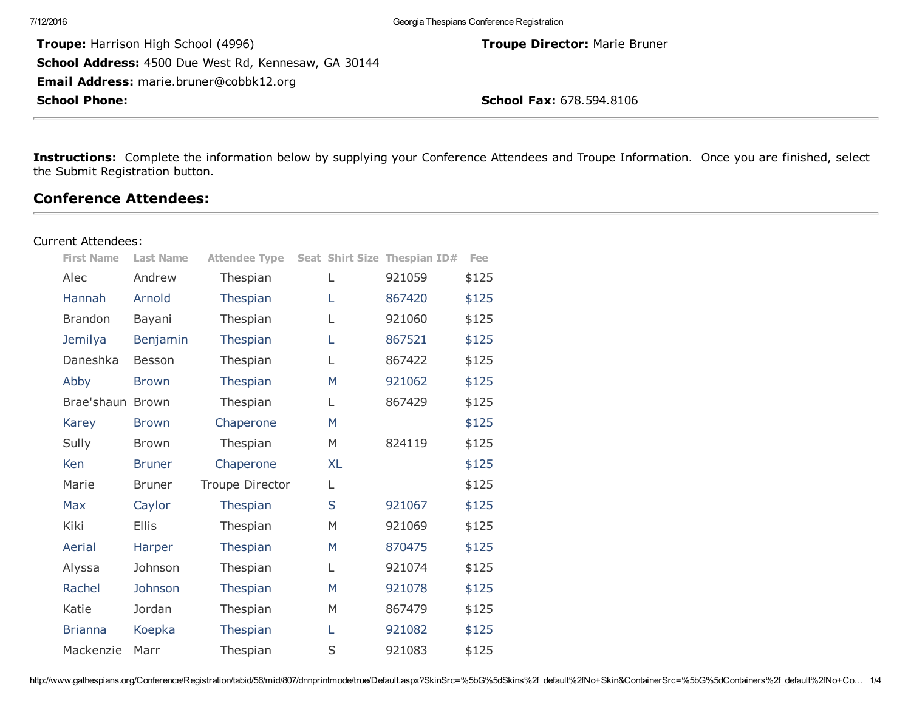**Troupe:** Harrison High School (4996)

**Troupe Director:** Marie Bruner

**School Address:** 4500 Due West Rd, Kennesaw, GA 30144

**Email Address:** marie.bruner@cobbk12.org

**School Phone:**

**School Fax:** 678.594.8106

---

**Instructions:** Complete the information below by supplying your Conference Attendees and Troupe Information. Once you are finished, select the Submit Registration button.

## Conference Attendees:

Current Attendees:

| First Name | Last Name | Attendee Type | Seat | Shirt Size | Thespian ID# | Fee |
|---|---|---|---|---|---|---|
| Alec | Andrew | Thespian | | L | 921059 | $125 |
| Hannah | Arnold | Thespian | | L | 867420 | $125 |
| Brandon | Bayani | Thespian | | L | 921060 | $125 |
| Jemilya | Benjamin | Thespian | | L | 867521 | $125 |
| Daneshka | Besson | Thespian | | L | 867422 | $125 |
| Abby | Brown | Thespian | | M | 921062 | $125 |
| Brae'shaun | Brown | Thespian | | L | 867429 | $125 |
| Karey | Brown | Chaperone | | M | | $125 |
| Sully | Brown | Thespian | | M | 824119 | $125 |
| Ken | Bruner | Chaperone | | XL | | $125 |
| Marie | Bruner | Troupe Director | | L | | $125 |
| Max | Caylor | Thespian | | S | 921067 | $125 |
| Kiki | Ellis | Thespian | | M | 921069 | $125 |
| Aerial | Harper | Thespian | | M | 870475 | $125 |
| Alyssa | Johnson | Thespian | | L | 921074 | $125 |
| Rachel | Johnson | Thespian | | M | 921078 | $125 |
| Katie | Jordan | Thespian | | M | 867479 | $125 |
| Brianna | Koepka | Thespian | | L | 921082 | $125 |
| Mackenzie | Marr | Thespian | | S | 921083 | $125 |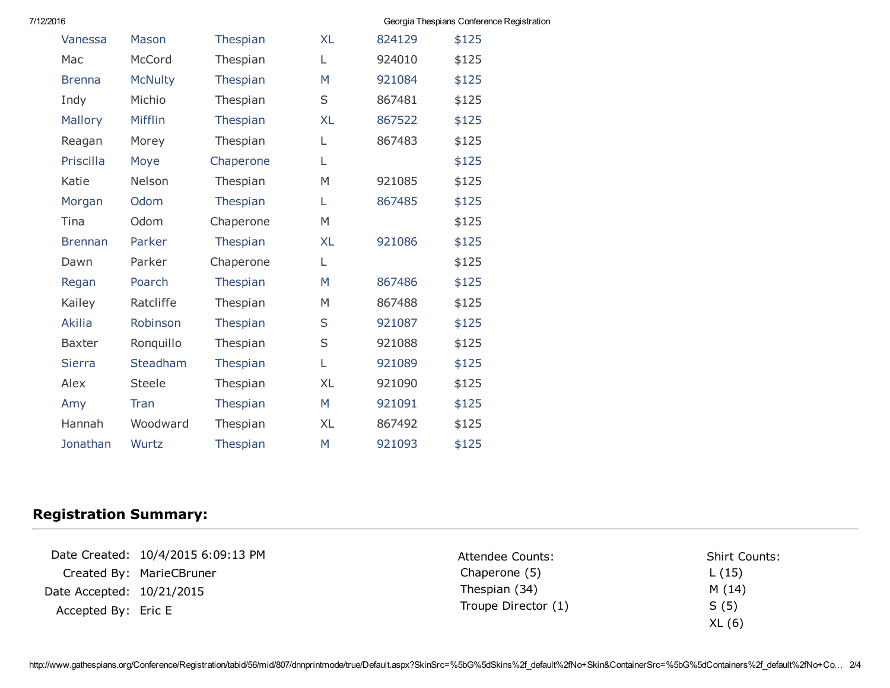| | | | | | |
|---|---|---|---|---|---|
| Vanessa | Mason | Thespian | XL | 824129 | $125 |
| Mac | McCord | Thespian | L | 924010 | $125 |
| Brenna | McNulty | Thespian | M | 921084 | $125 |
| Indy | Michio | Thespian | S | 867481 | $125 |
| Mallory | Mifflin | Thespian | XL | 867522 | $125 |
| Reagan | Morey | Thespian | L | 867483 | $125 |
| Priscilla | Moye | Chaperone | L | | $125 |
| Katie | Nelson | Thespian | M | 921085 | $125 |
| Morgan | Odom | Thespian | L | 867485 | $125 |
| Tina | Odom | Chaperone | M | | $125 |
| Brennan | Parker | Thespian | XL | 921086 | $125 |
| Dawn | Parker | Chaperone | L | | $125 |
| Regan | Poarch | Thespian | M | 867486 | $125 |
| Kailey | Ratcliffe | Thespian | M | 867488 | $125 |
| Akilia | Robinson | Thespian | S | 921087 | $125 |
| Baxter | Ronquillo | Thespian | S | 921088 | $125 |
| Sierra | Steadham | Thespian | L | 921089 | $125 |
| Alex | Steele | Thespian | XL | 921090 | $125 |
| Amy | Tran | Thespian | M | 921091 | $125 |
| Hannah | Woodward | Thespian | XL | 867492 | $125 |
| Jonathan | Wurtz | Thespian | M | 921093 | $125 |

## Registration Summary:

Date Created: 10/4/2015 6:09:13 PM
Created By: MarieCBruner
Date Accepted: 10/21/2015
Accepted By: Eric E

Attendee Counts:
Chaperone (5)
Thespian (34)
Troupe Director (1)

Shirt Counts:
L (15)
M (14)
S (5)
XL (6)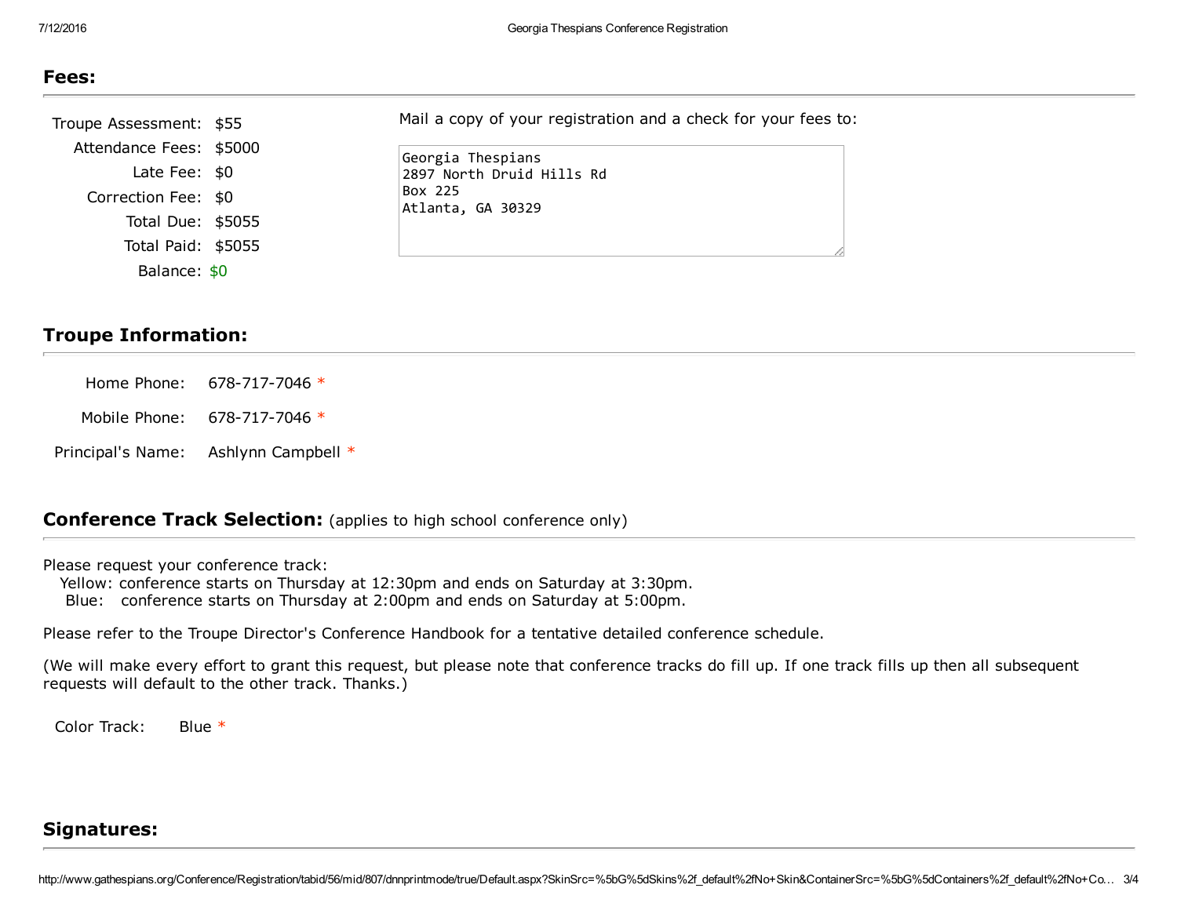## Fees:

| | |
|---|---|
| Troupe Assessment: | $55 |
| Attendance Fees: | $5000 |
| Late Fee: | $0 |
| Correction Fee: | $0 |
| Total Due: | $5055 |
| Total Paid: | $5055 |
| Balance: | $0 |

Mail a copy of your registration and a check for your fees to:

```
Georgia Thespians
2897 North Druid Hills Rd
Box 225
Atlanta, GA 30329
```

## Troupe Information:

Home Phone: 678-717-7046 *

Mobile Phone: 678-717-7046 *

Principal's Name: Ashlynn Campbell *

## Conference Track Selection: (applies to high school conference only)

Please request your conference track:
- Yellow: conference starts on Thursday at 12:30pm and ends on Saturday at 3:30pm.
- Blue: conference starts on Thursday at 2:00pm and ends on Saturday at 5:00pm.

Please refer to the Troupe Director's Conference Handbook for a tentative detailed conference schedule.

(We will make every effort to grant this request, but please note that conference tracks do fill up. If one track fills up then all subsequent requests will default to the other track. Thanks.)

Color Track: Blue *

## Signatures: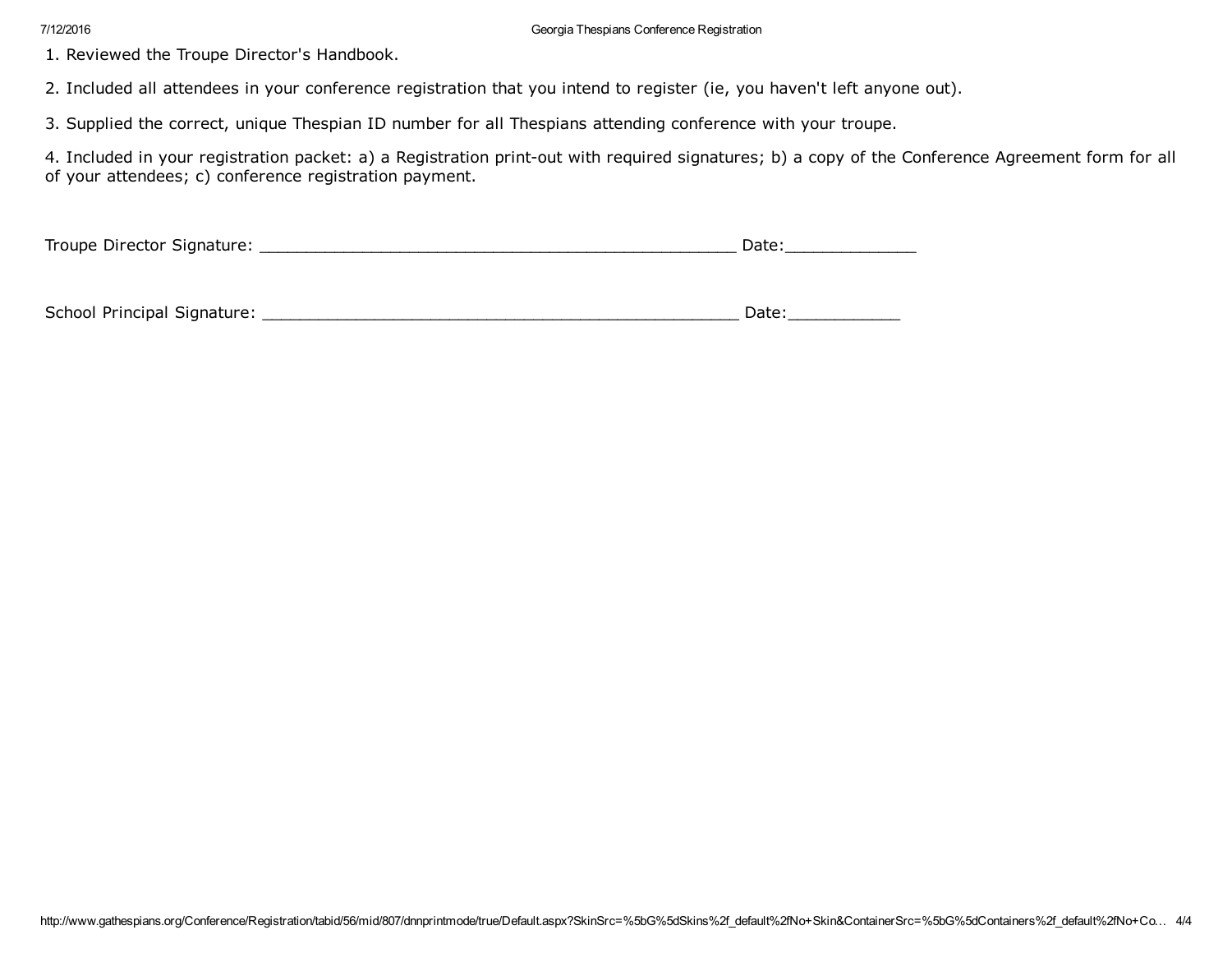1. Reviewed the Troupe Director's Handbook.

2. Included all attendees in your conference registration that you intend to register (ie, you haven't left anyone out).

3. Supplied the correct, unique Thespian ID number for all Thespians attending conference with your troupe.

4. Included in your registration packet: a) a Registration print-out with required signatures; b) a copy of the Conference Agreement form for all of your attendees; c) conference registration payment.

Troupe Director Signature: ________________________________________________ Date:_____________

School Principal Signature: ________________________________________________ Date:___________